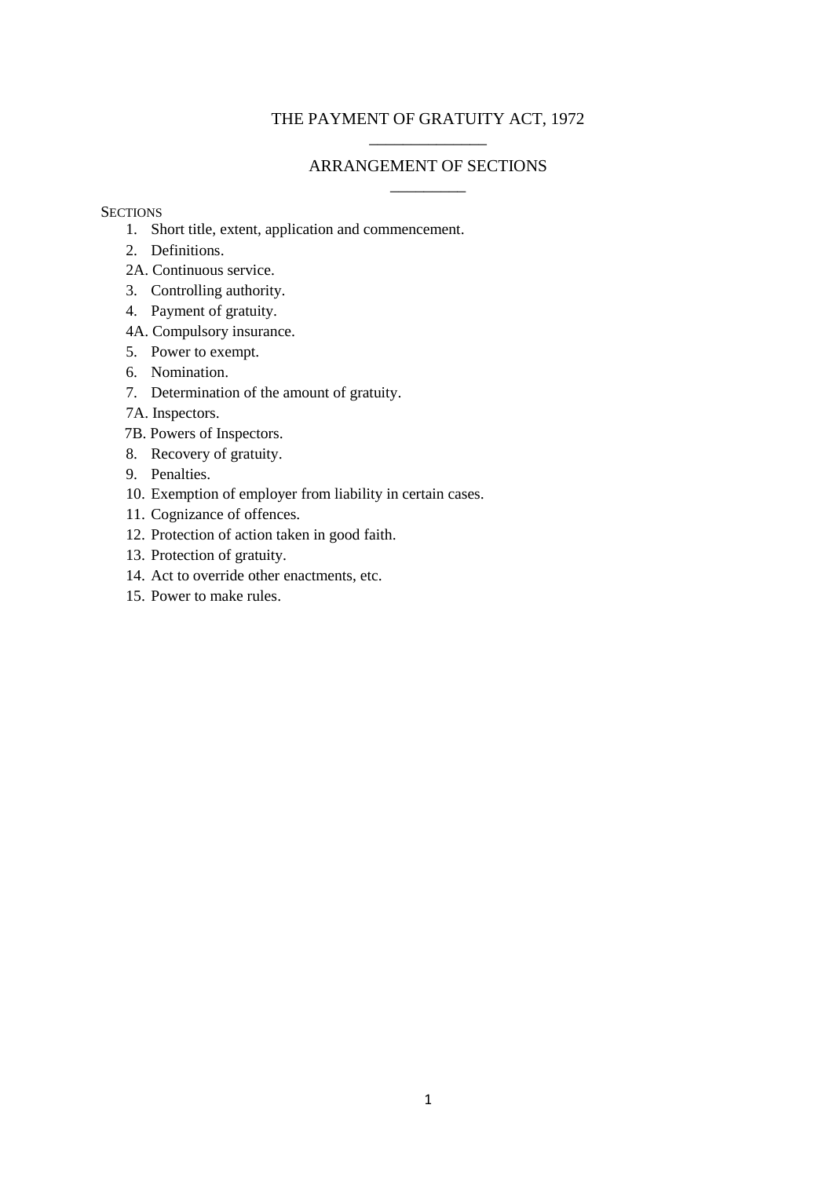# THE PAYMENT OF GRATUITY ACT, 1972

## ARRANGEMENT OF SECTIONS

SECTIONS

1. Short title, extent, application and commencement.
2. Definitions.

2A. Continuous service.

3. Controlling authority.
4. Payment of gratuity.

4A. Compulsory insurance.

5. Power to exempt.
6. Nomination.
7. Determination of the amount of gratuity.

7A. Inspectors.

7B. Powers of Inspectors.

8. Recovery of gratuity.
9. Penalties.
10. Exemption of employer from liability in certain cases.
11. Cognizance of offences.
12. Protection of action taken in good faith.
13. Protection of gratuity.
14. Act to override other enactments, etc.
15. Power to make rules.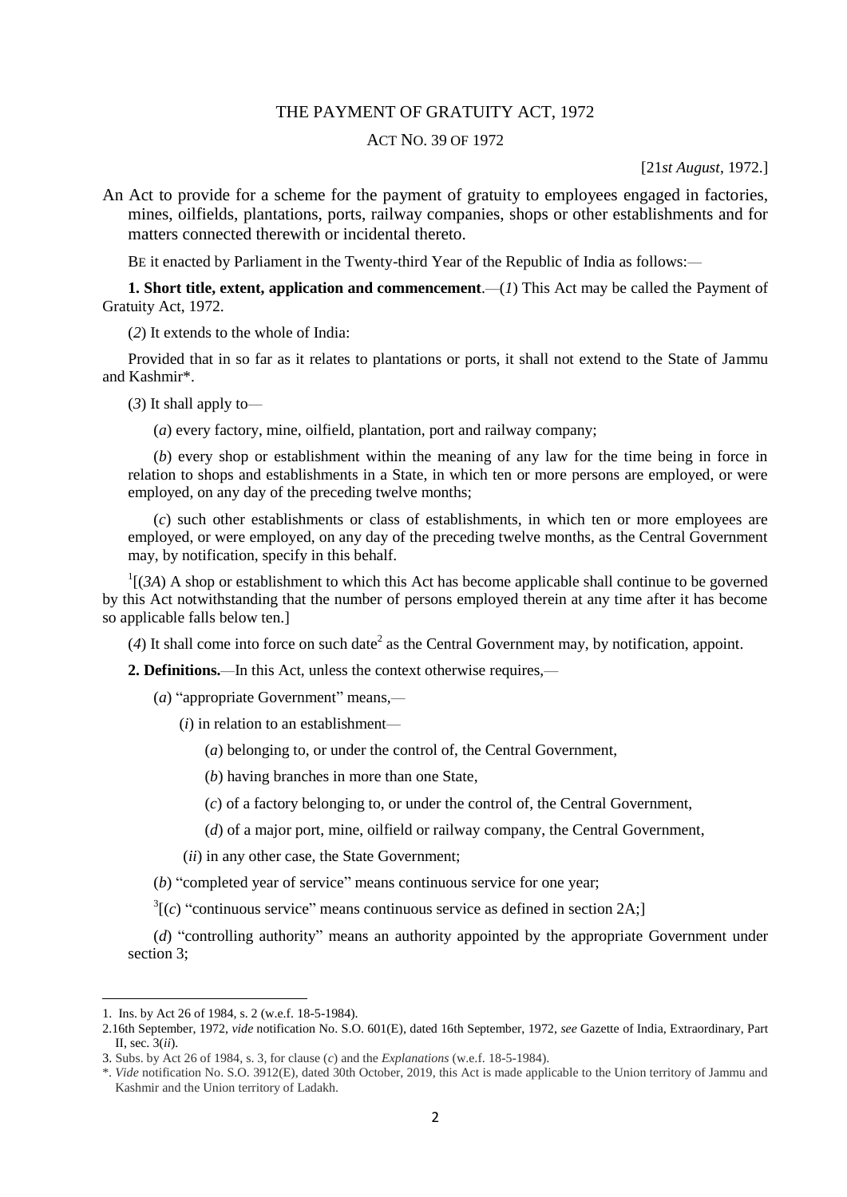# THE PAYMENT OF GRATUITY ACT, 1972

## ACT NO. 39 OF 1972

[21*st August*, 1972.]

An Act to provide for a scheme for the payment of gratuity to employees engaged in factories, mines, oilfields, plantations, ports, railway companies, shops or other establishments and for matters connected therewith or incidental thereto.

BE it enacted by Parliament in the Twenty-third Year of the Republic of India as follows:—

**1. Short title, extent, application and commencement**.—(*1*) This Act may be called the Payment of Gratuity Act, 1972.

(*2*) It extends to the whole of India:

Provided that in so far as it relates to plantations or ports, it shall not extend to the State of Jammu and Kashmir*.

(*3*) It shall apply to—

(*a*) every factory, mine, oilfield, plantation, port and railway company;

(*b*) every shop or establishment within the meaning of any law for the time being in force in relation to shops and establishments in a State, in which ten or more persons are employed, or were employed, on any day of the preceding twelve months;

(*c*) such other establishments or class of establishments, in which ten or more employees are employed, or were employed, on any day of the preceding twelve months, as the Central Government may, by notification, specify in this behalf.

[1][(*3A*) A shop or establishment to which this Act has become applicable shall continue to be governed by this Act notwithstanding that the number of persons employed therein at any time after it has become so applicable falls below ten.]

(*4*) It shall come into force on such date[2] as the Central Government may, by notification, appoint.

**2. Definitions.**—In this Act, unless the context otherwise requires,—

(*a*) "appropriate Government" means,—

(*i*) in relation to an establishment—

(*a*) belonging to, or under the control of, the Central Government,

(*b*) having branches in more than one State,

(*c*) of a factory belonging to, or under the control of, the Central Government,

(*d*) of a major port, mine, oilfield or railway company, the Central Government,

(*ii*) in any other case, the State Government;

(*b*) "completed year of service" means continuous service for one year;

[3][(*c*) "continuous service" means continuous service as defined in section 2A;]

(*d*) "controlling authority" means an authority appointed by the appropriate Government under section 3;

---

1. Ins. by Act 26 of 1984, s. 2 (w.e.f. 18-5-1984).

2. 16th September, 1972, *vide* notification No. S.O. 601(E), dated 16th September, 1972, *see* Gazette of India, Extraordinary, Part II, sec. 3(*ii*).

3. Subs. by Act 26 of 1984, s. 3, for clause (*c*) and the *Explanations* (w.e.f. 18-5-1984).

*. *Vide* notification No. S.O. 3912(E), dated 30th October, 2019, this Act is made applicable to the Union territory of Jammu and Kashmir and the Union territory of Ladakh.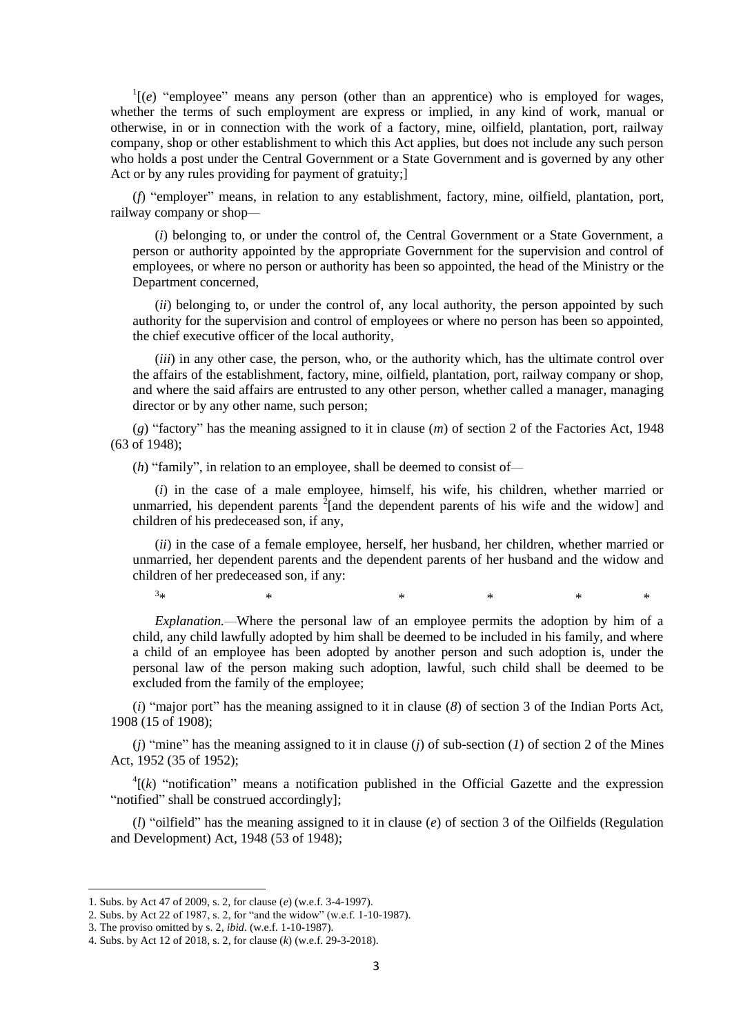[1][(*e*) "employee" means any person (other than an apprentice) who is employed for wages, whether the terms of such employment are express or implied, in any kind of work, manual or otherwise, in or in connection with the work of a factory, mine, oilfield, plantation, port, railway company, shop or other establishment to which this Act applies, but does not include any such person who holds a post under the Central Government or a State Government and is governed by any other Act or by any rules providing for payment of gratuity;]

(*f*) "employer" means, in relation to any establishment, factory, mine, oilfield, plantation, port, railway company or shop—

(*i*) belonging to, or under the control of, the Central Government or a State Government, a person or authority appointed by the appropriate Government for the supervision and control of employees, or where no person or authority has been so appointed, the head of the Ministry or the Department concerned,

(*ii*) belonging to, or under the control of, any local authority, the person appointed by such authority for the supervision and control of employees or where no person has been so appointed, the chief executive officer of the local authority,

(*iii*) in any other case, the person, who, or the authority which, has the ultimate control over the affairs of the establishment, factory, mine, oilfield, plantation, port, railway company or shop, and where the said affairs are entrusted to any other person, whether called a manager, managing director or by any other name, such person;

(*g*) "factory" has the meaning assigned to it in clause (*m*) of section 2 of the Factories Act, 1948 (63 of 1948);

(*h*) "family", in relation to an employee, shall be deemed to consist of—

(*i*) in the case of a male employee, himself, his wife, his children, whether married or unmarried, his dependent parents [2][and the dependent parents of his wife and the widow] and children of his predeceased son, if any,

(*ii*) in the case of a female employee, herself, her husband, her children, whether married or unmarried, her dependent parents and the dependent parents of her husband and the widow and children of her predeceased son, if any:

[3]* * * * * *

*Explanation.*—Where the personal law of an employee permits the adoption by him of a child, any child lawfully adopted by him shall be deemed to be included in his family, and where a child of an employee has been adopted by another person and such adoption is, under the personal law of the person making such adoption, lawful, such child shall be deemed to be excluded from the family of the employee;

(*i*) "major port" has the meaning assigned to it in clause (*8*) of section 3 of the Indian Ports Act, 1908 (15 of 1908);

(*j*) "mine" has the meaning assigned to it in clause (*j*) of sub-section (*1*) of section 2 of the Mines Act, 1952 (35 of 1952);

[4][(*k*) "notification" means a notification published in the Official Gazette and the expression "notified" shall be construed accordingly];

(*l*) "oilfield" has the meaning assigned to it in clause (*e*) of section 3 of the Oilfields (Regulation and Development) Act, 1948 (53 of 1948);

---

1. Subs. by Act 47 of 2009, s. 2, for clause (*e*) (w.e.f. 3-4-1997).
2. Subs. by Act 22 of 1987, s. 2, for "and the widow" (w.e.f. 1-10-1987).
3. The proviso omitted by s. 2, *ibid.* (w.e.f. 1-10-1987).
4. Subs. by Act 12 of 2018, s. 2, for clause (*k*) (w.e.f. 29-3-2018).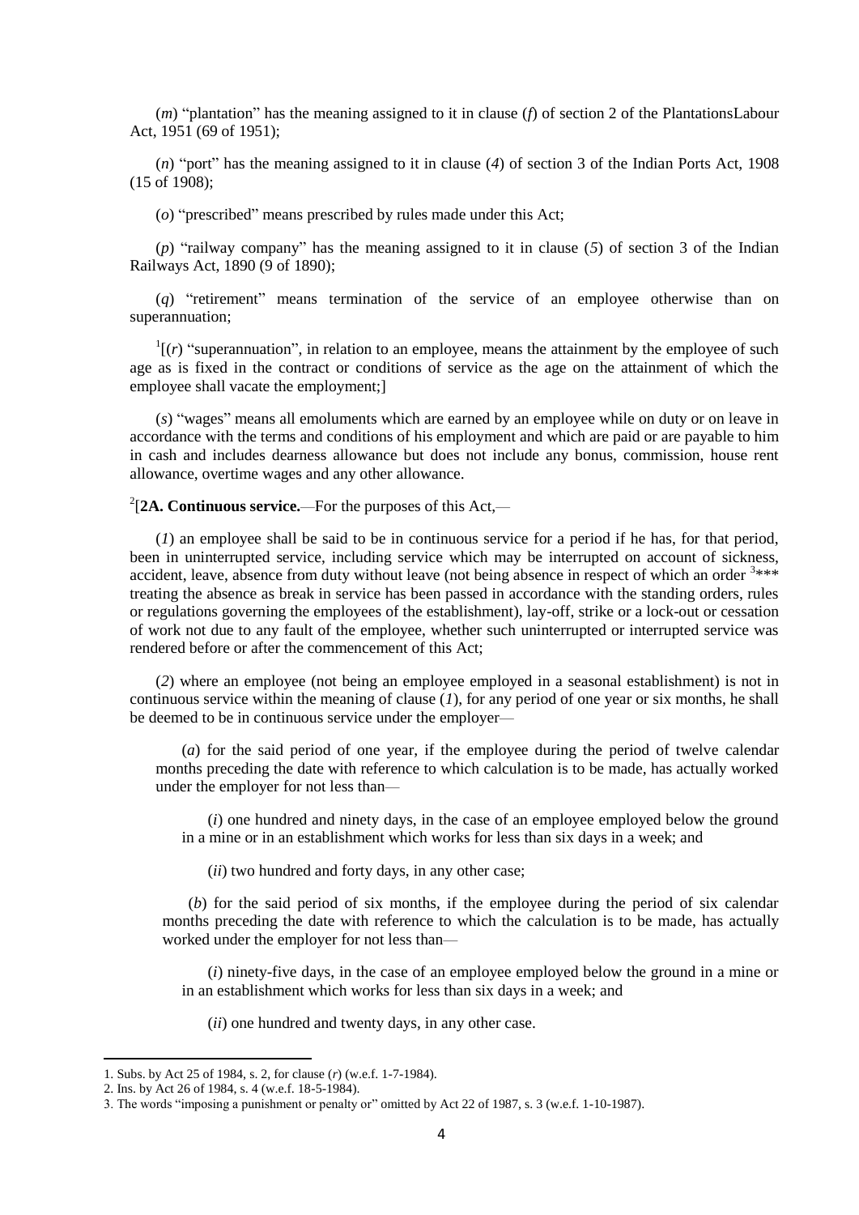(*m*) "plantation" has the meaning assigned to it in clause (*f*) of section 2 of the PlantationsLabour Act, 1951 (69 of 1951);

(*n*) "port" has the meaning assigned to it in clause (*4*) of section 3 of the Indian Ports Act, 1908 (15 of 1908);

(*o*) "prescribed" means prescribed by rules made under this Act;

(*p*) "railway company" has the meaning assigned to it in clause (*5*) of section 3 of the Indian Railways Act, 1890 (9 of 1890);

(*q*) "retirement" means termination of the service of an employee otherwise than on superannuation;

[1][(*r*) "superannuation", in relation to an employee, means the attainment by the employee of such age as is fixed in the contract or conditions of service as the age on the attainment of which the employee shall vacate the employment;]

(*s*) "wages" means all emoluments which are earned by an employee while on duty or on leave in accordance with the terms and conditions of his employment and which are paid or are payable to him in cash and includes dearness allowance but does not include any bonus, commission, house rent allowance, overtime wages and any other allowance.

[2][**2A. Continuous service.**—For the purposes of this Act,—

(*1*) an employee shall be said to be in continuous service for a period if he has, for that period, been in uninterrupted service, including service which may be interrupted on account of sickness, accident, leave, absence from duty without leave (not being absence in respect of which an order [3]*** treating the absence as break in service has been passed in accordance with the standing orders, rules or regulations governing the employees of the establishment), lay-off, strike or a lock-out or cessation of work not due to any fault of the employee, whether such uninterrupted or interrupted service was rendered before or after the commencement of this Act;

(*2*) where an employee (not being an employee employed in a seasonal establishment) is not in continuous service within the meaning of clause (*1*), for any period of one year or six months, he shall be deemed to be in continuous service under the employer—

(*a*) for the said period of one year, if the employee during the period of twelve calendar months preceding the date with reference to which calculation is to be made, has actually worked under the employer for not less than—

(*i*) one hundred and ninety days, in the case of an employee employed below the ground in a mine or in an establishment which works for less than six days in a week; and

(*ii*) two hundred and forty days, in any other case;

(*b*) for the said period of six months, if the employee during the period of six calendar months preceding the date with reference to which the calculation is to be made, has actually worked under the employer for not less than—

(*i*) ninety-five days, in the case of an employee employed below the ground in a mine or in an establishment which works for less than six days in a week; and

(*ii*) one hundred and twenty days, in any other case.

---

1. Subs. by Act 25 of 1984, s. 2, for clause (*r*) (w.e.f. 1-7-1984).
2. Ins. by Act 26 of 1984, s. 4 (w.e.f. 18-5-1984).
3. The words "imposing a punishment or penalty or" omitted by Act 22 of 1987, s. 3 (w.e.f. 1-10-1987).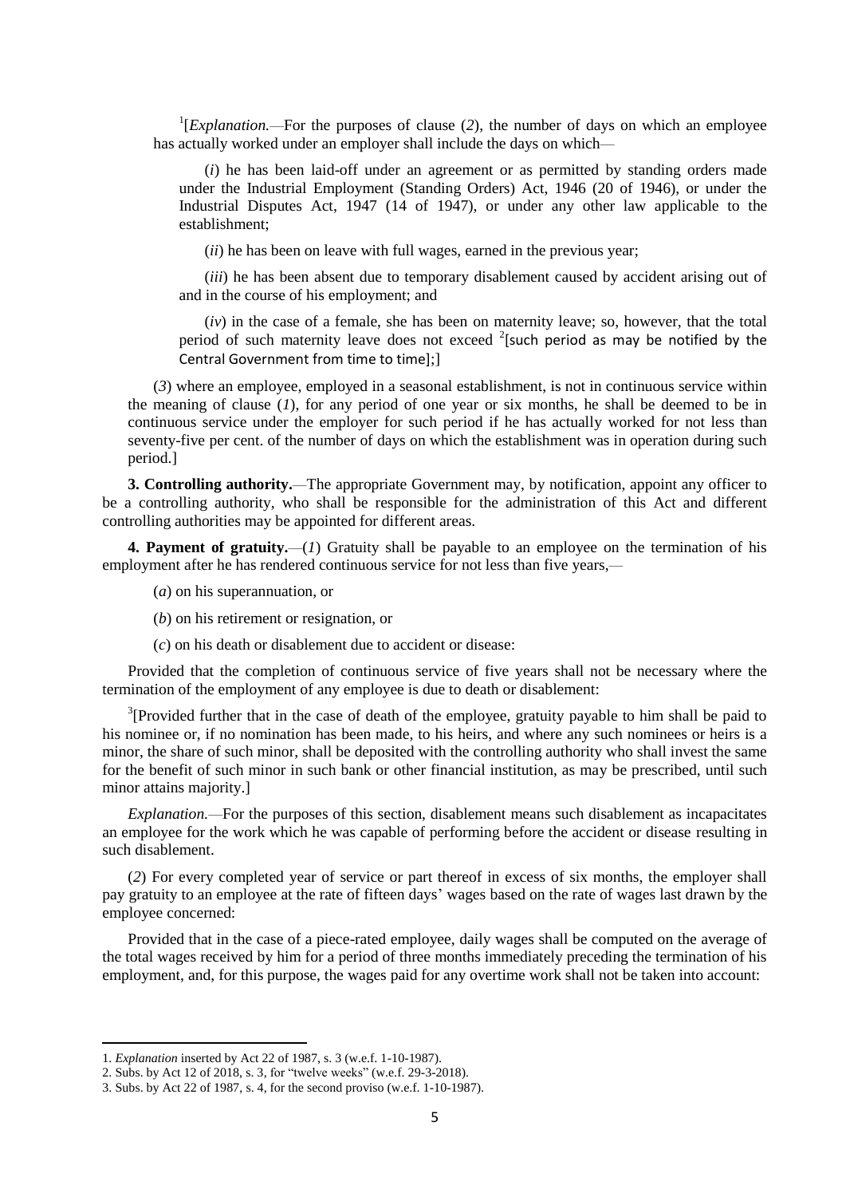[1][*Explanation.*—For the purposes of clause (*2*), the number of days on which an employee has actually worked under an employer shall include the days on which—

(*i*) he has been laid-off under an agreement or as permitted by standing orders made under the Industrial Employment (Standing Orders) Act, 1946 (20 of 1946), or under the Industrial Disputes Act, 1947 (14 of 1947), or under any other law applicable to the establishment;

(*ii*) he has been on leave with full wages, earned in the previous year;

(*iii*) he has been absent due to temporary disablement caused by accident arising out of and in the course of his employment; and

(*iv*) in the case of a female, she has been on maternity leave; so, however, that the total period of such maternity leave does not exceed [2][such period as may be notified by the Central Government from time to time];]

(*3*) where an employee, employed in a seasonal establishment, is not in continuous service within the meaning of clause (*1*), for any period of one year or six months, he shall be deemed to be in continuous service under the employer for such period if he has actually worked for not less than seventy-five per cent. of the number of days on which the establishment was in operation during such period.]

**3. Controlling authority.**—The appropriate Government may, by notification, appoint any officer to be a controlling authority, who shall be responsible for the administration of this Act and different controlling authorities may be appointed for different areas.

**4. Payment of gratuity.**—(*1*) Gratuity shall be payable to an employee on the termination of his employment after he has rendered continuous service for not less than five years,—

(*a*) on his superannuation, or

(*b*) on his retirement or resignation, or

(*c*) on his death or disablement due to accident or disease:

Provided that the completion of continuous service of five years shall not be necessary where the termination of the employment of any employee is due to death or disablement:

[3][Provided further that in the case of death of the employee, gratuity payable to him shall be paid to his nominee or, if no nomination has been made, to his heirs, and where any such nominees or heirs is a minor, the share of such minor, shall be deposited with the controlling authority who shall invest the same for the benefit of such minor in such bank or other financial institution, as may be prescribed, until such minor attains majority.]

*Explanation.*—For the purposes of this section, disablement means such disablement as incapacitates an employee for the work which he was capable of performing before the accident or disease resulting in such disablement.

(*2*) For every completed year of service or part thereof in excess of six months, the employer shall pay gratuity to an employee at the rate of fifteen days' wages based on the rate of wages last drawn by the employee concerned:

Provided that in the case of a piece-rated employee, daily wages shall be computed on the average of the total wages received by him for a period of three months immediately preceding the termination of his employment, and, for this purpose, the wages paid for any overtime work shall not be taken into account:

---

1. *Explanation* inserted by Act 22 of 1987, s. 3 (w.e.f. 1-10-1987).
2. Subs. by Act 12 of 2018, s. 3, for "twelve weeks" (w.e.f. 29-3-2018).
3. Subs. by Act 22 of 1987, s. 4, for the second proviso (w.e.f. 1-10-1987).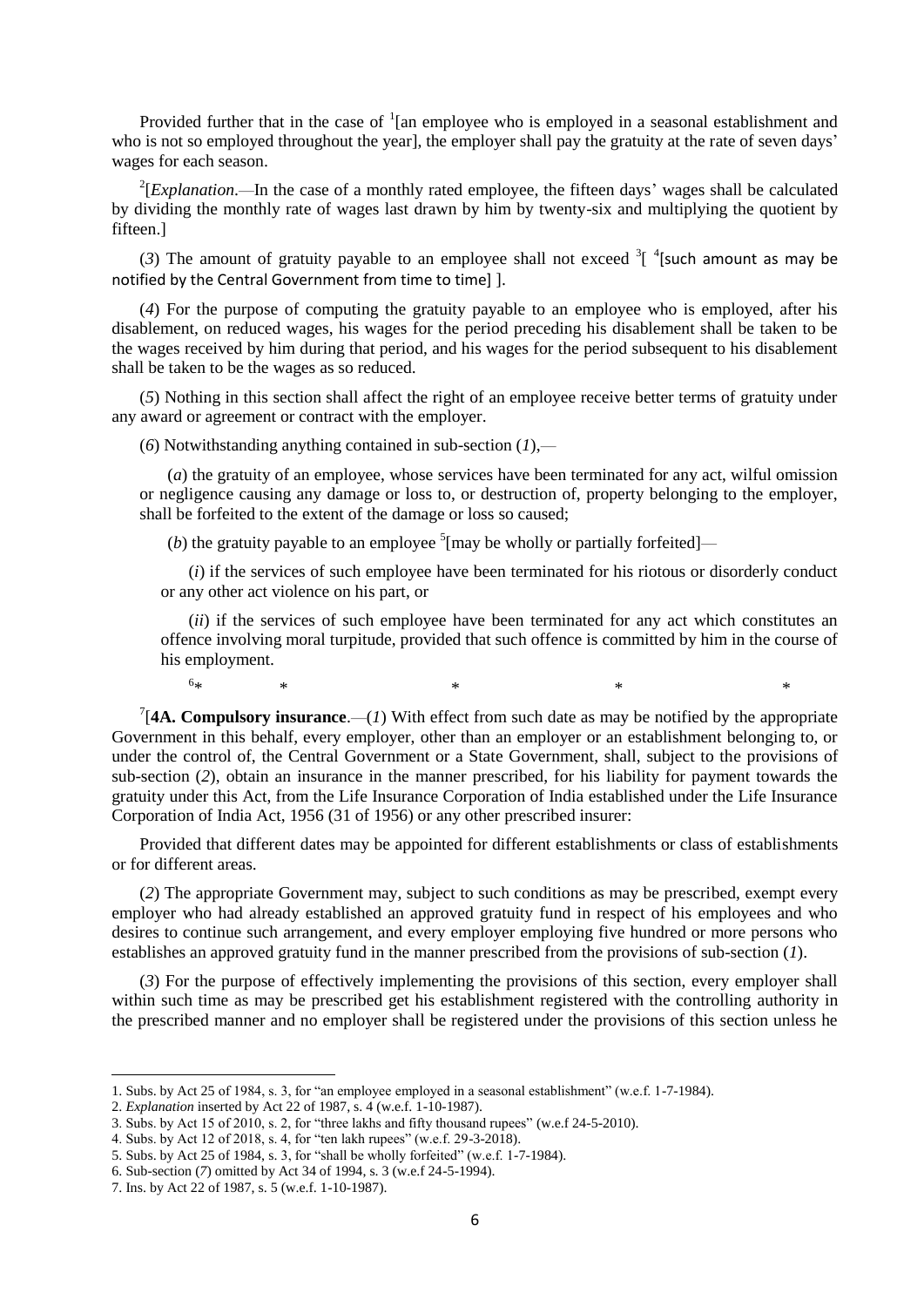Provided further that in the case of [1][an employee who is employed in a seasonal establishment and who is not so employed throughout the year], the employer shall pay the gratuity at the rate of seven days' wages for each season.

[2][*Explanation*.—In the case of a monthly rated employee, the fifteen days' wages shall be calculated by dividing the monthly rate of wages last drawn by him by twenty-six and multiplying the quotient by fifteen.]

(*3*) The amount of gratuity payable to an employee shall not exceed [3][ [4][such amount as may be notified by the Central Government from time to time] ].

(*4*) For the purpose of computing the gratuity payable to an employee who is employed, after his disablement, on reduced wages, his wages for the period preceding his disablement shall be taken to be the wages received by him during that period, and his wages for the period subsequent to his disablement shall be taken to be the wages as so reduced.

(*5*) Nothing in this section shall affect the right of an employee receive better terms of gratuity under any award or agreement or contract with the employer.

(*6*) Notwithstanding anything contained in sub-section (*1*),—

(*a*) the gratuity of an employee, whose services have been terminated for any act, wilful omission or negligence causing any damage or loss to, or destruction of, property belonging to the employer, shall be forfeited to the extent of the damage or loss so caused;

(*b*) the gratuity payable to an employee [5][may be wholly or partially forfeited]—

(*i*) if the services of such employee have been terminated for his riotous or disorderly conduct or any other act violence on his part, or

(*ii*) if the services of such employee have been terminated for any act which constitutes an offence involving moral turpitude, provided that such offence is committed by him in the course of his employment.

[6]* * * * *

[7][**4A. Compulsory insurance**.—(*1*) With effect from such date as may be notified by the appropriate Government in this behalf, every employer, other than an employer or an establishment belonging to, or under the control of, the Central Government or a State Government, shall, subject to the provisions of sub-section (*2*), obtain an insurance in the manner prescribed, for his liability for payment towards the gratuity under this Act, from the Life Insurance Corporation of India established under the Life Insurance Corporation of India Act, 1956 (31 of 1956) or any other prescribed insurer:

Provided that different dates may be appointed for different establishments or class of establishments or for different areas.

(*2*) The appropriate Government may, subject to such conditions as may be prescribed, exempt every employer who had already established an approved gratuity fund in respect of his employees and who desires to continue such arrangement, and every employer employing five hundred or more persons who establishes an approved gratuity fund in the manner prescribed from the provisions of sub-section (*1*).

(*3*) For the purpose of effectively implementing the provisions of this section, every employer shall within such time as may be prescribed get his establishment registered with the controlling authority in the prescribed manner and no employer shall be registered under the provisions of this section unless he

1. Subs. by Act 25 of 1984, s. 3, for "an employee employed in a seasonal establishment" (w.e.f. 1-7-1984).
2. *Explanation* inserted by Act 22 of 1987, s. 4 (w.e.f. 1-10-1987).
3. Subs. by Act 15 of 2010, s. 2, for "three lakhs and fifty thousand rupees" (w.e.f 24-5-2010).
4. Subs. by Act 12 of 2018, s. 4, for "ten lakh rupees" (w.e.f. 29-3-2018).
5. Subs. by Act 25 of 1984, s. 3, for "shall be wholly forfeited" (w.e.f. 1-7-1984).
6. Sub-section (*7*) omitted by Act 34 of 1994, s. 3 (w.e.f 24-5-1994).
7. Ins. by Act 22 of 1987, s. 5 (w.e.f. 1-10-1987).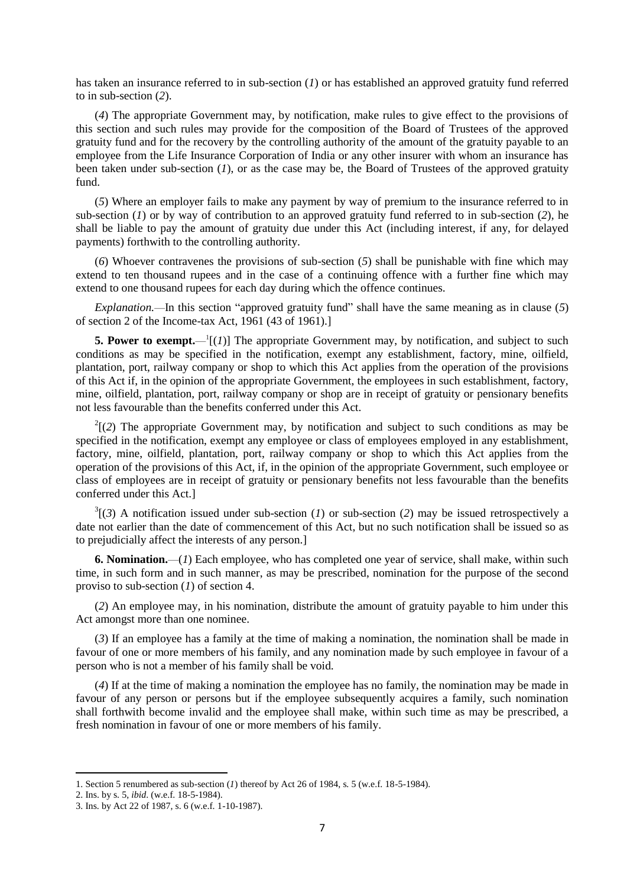has taken an insurance referred to in sub-section (*1*) or has established an approved gratuity fund referred to in sub-section (*2*).

(*4*) The appropriate Government may, by notification, make rules to give effect to the provisions of this section and such rules may provide for the composition of the Board of Trustees of the approved gratuity fund and for the recovery by the controlling authority of the amount of the gratuity payable to an employee from the Life Insurance Corporation of India or any other insurer with whom an insurance has been taken under sub-section (*1*), or as the case may be, the Board of Trustees of the approved gratuity fund.

(*5*) Where an employer fails to make any payment by way of premium to the insurance referred to in sub-section (*1*) or by way of contribution to an approved gratuity fund referred to in sub-section (*2*), he shall be liable to pay the amount of gratuity due under this Act (including interest, if any, for delayed payments) forthwith to the controlling authority.

(*6*) Whoever contravenes the provisions of sub-section (*5*) shall be punishable with fine which may extend to ten thousand rupees and in the case of a continuing offence with a further fine which may extend to one thousand rupees for each day during which the offence continues.

*Explanation.*—In this section "approved gratuity fund" shall have the same meaning as in clause (*5*) of section 2 of the Income-tax Act, 1961 (43 of 1961).]

**5. Power to exempt.**—[1][(*1*)] The appropriate Government may, by notification, and subject to such conditions as may be specified in the notification, exempt any establishment, factory, mine, oilfield, plantation, port, railway company or shop to which this Act applies from the operation of the provisions of this Act if, in the opinion of the appropriate Government, the employees in such establishment, factory, mine, oilfield, plantation, port, railway company or shop are in receipt of gratuity or pensionary benefits not less favourable than the benefits conferred under this Act.

[2][(*2*) The appropriate Government may, by notification and subject to such conditions as may be specified in the notification, exempt any employee or class of employees employed in any establishment, factory, mine, oilfield, plantation, port, railway company or shop to which this Act applies from the operation of the provisions of this Act, if, in the opinion of the appropriate Government, such employee or class of employees are in receipt of gratuity or pensionary benefits not less favourable than the benefits conferred under this Act.]

[3][(*3*) A notification issued under sub-section (*1*) or sub-section (*2*) may be issued retrospectively a date not earlier than the date of commencement of this Act, but no such notification shall be issued so as to prejudicially affect the interests of any person.]

**6. Nomination.**—(*1*) Each employee, who has completed one year of service, shall make, within such time, in such form and in such manner, as may be prescribed, nomination for the purpose of the second proviso to sub-section (*1*) of section 4.

(*2*) An employee may, in his nomination, distribute the amount of gratuity payable to him under this Act amongst more than one nominee.

(*3*) If an employee has a family at the time of making a nomination, the nomination shall be made in favour of one or more members of his family, and any nomination made by such employee in favour of a person who is not a member of his family shall be void.

(*4*) If at the time of making a nomination the employee has no family, the nomination may be made in favour of any person or persons but if the employee subsequently acquires a family, such nomination shall forthwith become invalid and the employee shall make, within such time as may be prescribed, a fresh nomination in favour of one or more members of his family.

---

1. Section 5 renumbered as sub-section (*1*) thereof by Act 26 of 1984, s. 5 (w.e.f. 18-5-1984).
2. Ins. by s. 5, *ibid*. (w.e.f. 18-5-1984).
3. Ins. by Act 22 of 1987, s. 6 (w.e.f. 1-10-1987).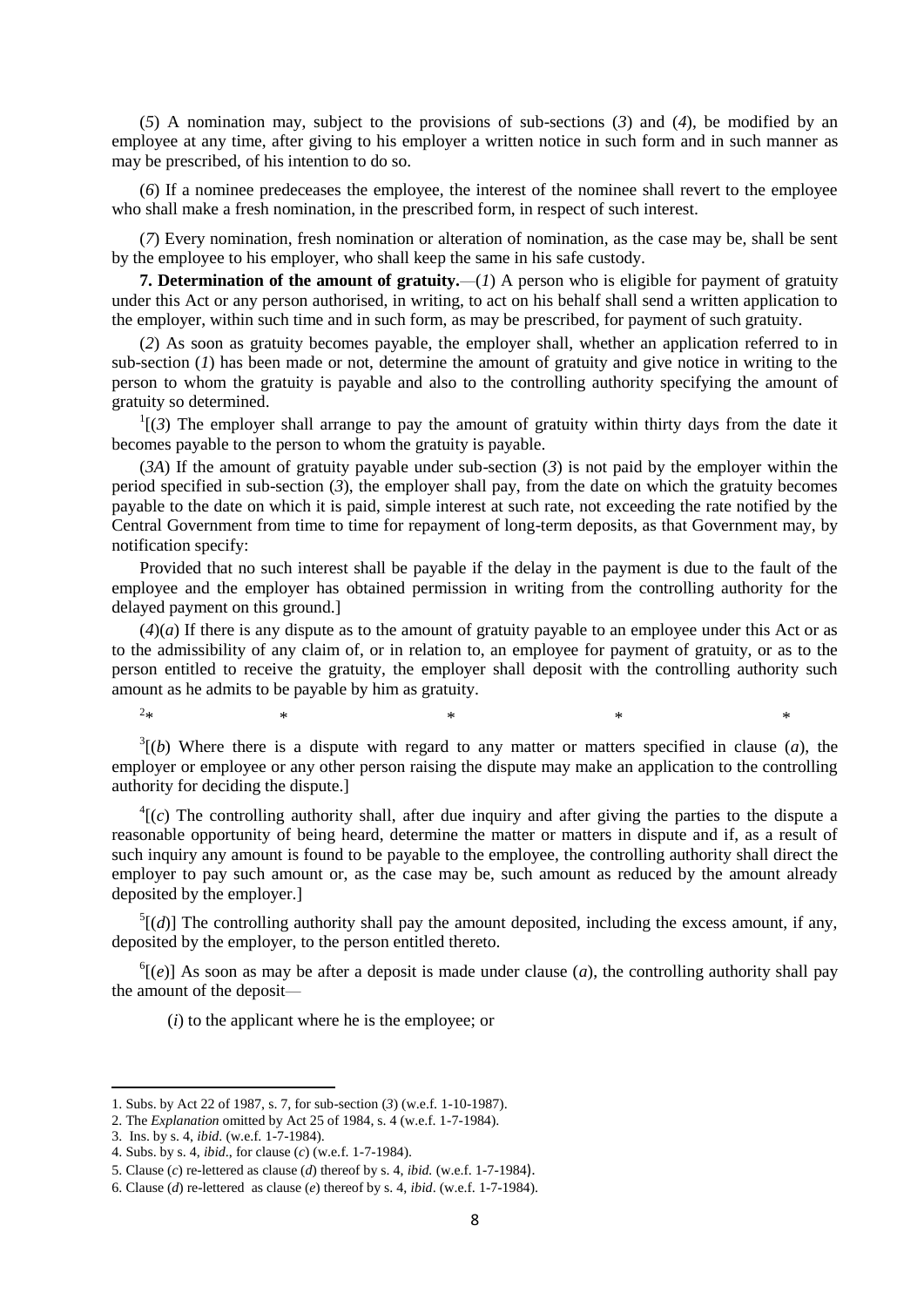(*5*) A nomination may, subject to the provisions of sub-sections (*3*) and (*4*), be modified by an employee at any time, after giving to his employer a written notice in such form and in such manner as may be prescribed, of his intention to do so.

(*6*) If a nominee predeceases the employee, the interest of the nominee shall revert to the employee who shall make a fresh nomination, in the prescribed form, in respect of such interest.

(*7*) Every nomination, fresh nomination or alteration of nomination, as the case may be, shall be sent by the employee to his employer, who shall keep the same in his safe custody.

**7. Determination of the amount of gratuity.**—(*1*) A person who is eligible for payment of gratuity under this Act or any person authorised, in writing, to act on his behalf shall send a written application to the employer, within such time and in such form, as may be prescribed, for payment of such gratuity.

(*2*) As soon as gratuity becomes payable, the employer shall, whether an application referred to in sub-section (*1*) has been made or not, determine the amount of gratuity and give notice in writing to the person to whom the gratuity is payable and also to the controlling authority specifying the amount of gratuity so determined.

[1][(*3*) The employer shall arrange to pay the amount of gratuity within thirty days from the date it becomes payable to the person to whom the gratuity is payable.

(*3A*) If the amount of gratuity payable under sub-section (*3*) is not paid by the employer within the period specified in sub-section (*3*), the employer shall pay, from the date on which the gratuity becomes payable to the date on which it is paid, simple interest at such rate, not exceeding the rate notified by the Central Government from time to time for repayment of long-term deposits, as that Government may, by notification specify:

Provided that no such interest shall be payable if the delay in the payment is due to the fault of the employee and the employer has obtained permission in writing from the controlling authority for the delayed payment on this ground.]

(*4*)(*a*) If there is any dispute as to the amount of gratuity payable to an employee under this Act or as to the admissibility of any claim of, or in relation to, an employee for payment of gratuity, or as to the person entitled to receive the gratuity, the employer shall deposit with the controlling authority such amount as he admits to be payable by him as gratuity.

[2]* * * * *

[3][(*b*) Where there is a dispute with regard to any matter or matters specified in clause (*a*), the employer or employee or any other person raising the dispute may make an application to the controlling authority for deciding the dispute.]

[4][(*c*) The controlling authority shall, after due inquiry and after giving the parties to the dispute a reasonable opportunity of being heard, determine the matter or matters in dispute and if, as a result of such inquiry any amount is found to be payable to the employee, the controlling authority shall direct the employer to pay such amount or, as the case may be, such amount as reduced by the amount already deposited by the employer.]

[5][(*d*)] The controlling authority shall pay the amount deposited, including the excess amount, if any, deposited by the employer, to the person entitled thereto.

[6][(*e*)] As soon as may be after a deposit is made under clause (*a*), the controlling authority shall pay the amount of the deposit—

(*i*) to the applicant where he is the employee; or

---

1. Subs. by Act 22 of 1987, s. 7, for sub-section (*3*) (w.e.f. 1-10-1987).
2. The *Explanation* omitted by Act 25 of 1984, s. 4 (w.e.f. 1-7-1984).
3. Ins. by s. 4, *ibid*. (w.e.f. 1-7-1984).
4. Subs. by s. 4, *ibid*., for clause (*c*) (w.e.f. 1-7-1984).
5. Clause (*c*) re-lettered as clause (*d*) thereof by s. 4, *ibid.* (w.e.f. 1-7-1984).
6. Clause (*d*) re-lettered as clause (*e*) thereof by s. 4, *ibid*. (w.e.f. 1-7-1984).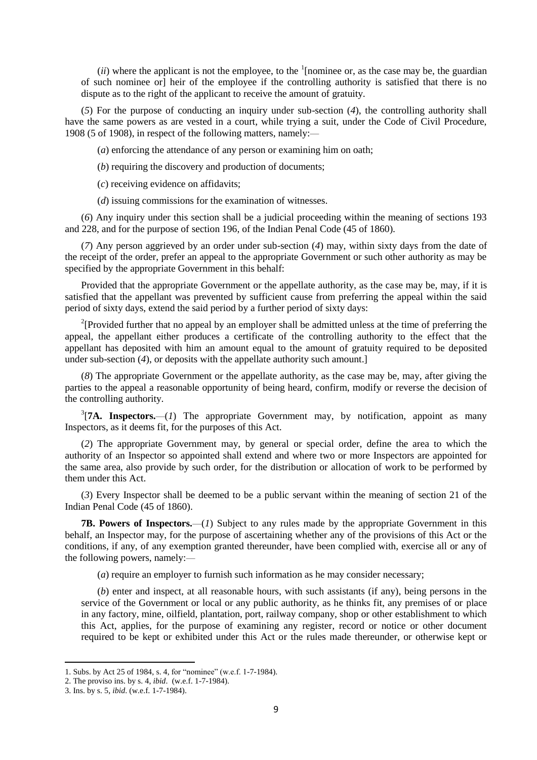(*ii*) where the applicant is not the employee, to the [1][nominee or, as the case may be, the guardian of such nominee or] heir of the employee if the controlling authority is satisfied that there is no dispute as to the right of the applicant to receive the amount of gratuity.

(*5*) For the purpose of conducting an inquiry under sub-section (*4*), the controlling authority shall have the same powers as are vested in a court, while trying a suit, under the Code of Civil Procedure, 1908 (5 of 1908), in respect of the following matters, namely:—

(*a*) enforcing the attendance of any person or examining him on oath;

(*b*) requiring the discovery and production of documents;

(*c*) receiving evidence on affidavits;

(*d*) issuing commissions for the examination of witnesses.

(*6*) Any inquiry under this section shall be a judicial proceeding within the meaning of sections 193 and 228, and for the purpose of section 196, of the Indian Penal Code (45 of 1860).

(*7*) Any person aggrieved by an order under sub-section (*4*) may, within sixty days from the date of the receipt of the order, prefer an appeal to the appropriate Government or such other authority as may be specified by the appropriate Government in this behalf:

Provided that the appropriate Government or the appellate authority, as the case may be, may, if it is satisfied that the appellant was prevented by sufficient cause from preferring the appeal within the said period of sixty days, extend the said period by a further period of sixty days:

[2][Provided further that no appeal by an employer shall be admitted unless at the time of preferring the appeal, the appellant either produces a certificate of the controlling authority to the effect that the appellant has deposited with him an amount equal to the amount of gratuity required to be deposited under sub-section (*4*), or deposits with the appellate authority such amount.]

(*8*) The appropriate Government or the appellate authority, as the case may be, may, after giving the parties to the appeal a reasonable opportunity of being heard, confirm, modify or reverse the decision of the controlling authority.

[3][**7A. Inspectors.**—(*1*) The appropriate Government may, by notification, appoint as many Inspectors, as it deems fit, for the purposes of this Act.

(*2*) The appropriate Government may, by general or special order, define the area to which the authority of an Inspector so appointed shall extend and where two or more Inspectors are appointed for the same area, also provide by such order, for the distribution or allocation of work to be performed by them under this Act.

(*3*) Every Inspector shall be deemed to be a public servant within the meaning of section 21 of the Indian Penal Code (45 of 1860).

**7B. Powers of Inspectors.**—(*1*) Subject to any rules made by the appropriate Government in this behalf, an Inspector may, for the purpose of ascertaining whether any of the provisions of this Act or the conditions, if any, of any exemption granted thereunder, have been complied with, exercise all or any of the following powers, namely:—

(*a*) require an employer to furnish such information as he may consider necessary;

(*b*) enter and inspect, at all reasonable hours, with such assistants (if any), being persons in the service of the Government or local or any public authority, as he thinks fit, any premises of or place in any factory, mine, oilfield, plantation, port, railway company, shop or other establishment to which this Act, applies, for the purpose of examining any register, record or notice or other document required to be kept or exhibited under this Act or the rules made thereunder, or otherwise kept or

---

1. Subs. by Act 25 of 1984, s. 4, for "nominee" (w.e.f. 1-7-1984).
2. The proviso ins. by s. 4, *ibid*. (w.e.f. 1-7-1984).
3. Ins. by s. 5, *ibid*. (w.e.f. 1-7-1984).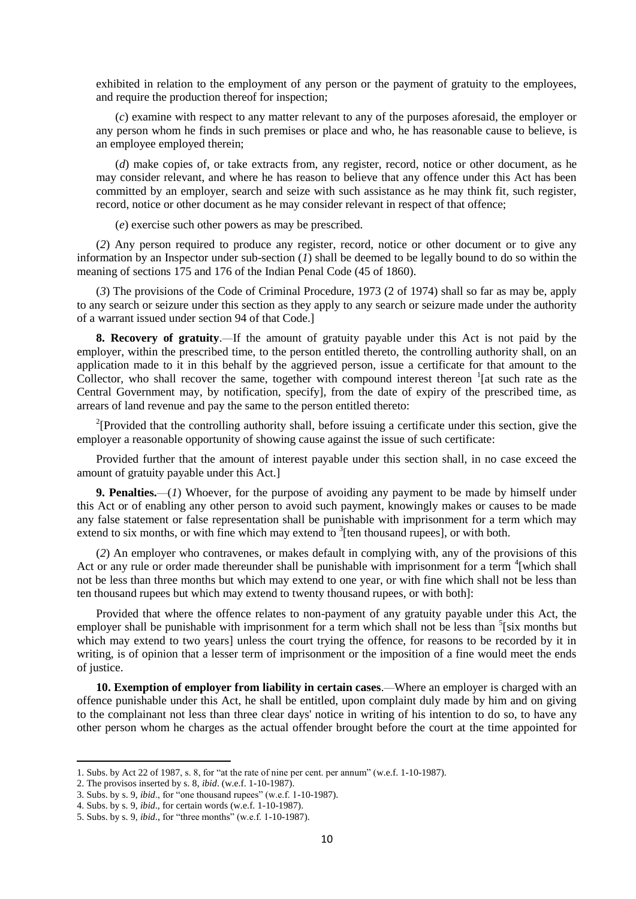exhibited in relation to the employment of any person or the payment of gratuity to the employees, and require the production thereof for inspection;

(*c*) examine with respect to any matter relevant to any of the purposes aforesaid, the employer or any person whom he finds in such premises or place and who, he has reasonable cause to believe, is an employee employed therein;

(*d*) make copies of, or take extracts from, any register, record, notice or other document, as he may consider relevant, and where he has reason to believe that any offence under this Act has been committed by an employer, search and seize with such assistance as he may think fit, such register, record, notice or other document as he may consider relevant in respect of that offence;

(*e*) exercise such other powers as may be prescribed.

(*2*) Any person required to produce any register, record, notice or other document or to give any information by an Inspector under sub-section (*1*) shall be deemed to be legally bound to do so within the meaning of sections 175 and 176 of the Indian Penal Code (45 of 1860).

(*3*) The provisions of the Code of Criminal Procedure, 1973 (2 of 1974) shall so far as may be, apply to any search or seizure under this section as they apply to any search or seizure made under the authority of a warrant issued under section 94 of that Code.]

**8. Recovery of gratuity**.—If the amount of gratuity payable under this Act is not paid by the employer, within the prescribed time, to the person entitled thereto, the controlling authority shall, on an application made to it in this behalf by the aggrieved person, issue a certificate for that amount to the Collector, who shall recover the same, together with compound interest thereon [1][at such rate as the Central Government may, by notification, specify], from the date of expiry of the prescribed time, as arrears of land revenue and pay the same to the person entitled thereto:

[2][Provided that the controlling authority shall, before issuing a certificate under this section, give the employer a reasonable opportunity of showing cause against the issue of such certificate:

Provided further that the amount of interest payable under this section shall, in no case exceed the amount of gratuity payable under this Act.]

**9. Penalties.**—(*1*) Whoever, for the purpose of avoiding any payment to be made by himself under this Act or of enabling any other person to avoid such payment, knowingly makes or causes to be made any false statement or false representation shall be punishable with imprisonment for a term which may extend to six months, or with fine which may extend to [3][ten thousand rupees], or with both.

(*2*) An employer who contravenes, or makes default in complying with, any of the provisions of this Act or any rule or order made thereunder shall be punishable with imprisonment for a term [4][which shall not be less than three months but which may extend to one year, or with fine which shall not be less than ten thousand rupees but which may extend to twenty thousand rupees, or with both]:

Provided that where the offence relates to non-payment of any gratuity payable under this Act, the employer shall be punishable with imprisonment for a term which shall not be less than [5][six months but which may extend to two years] unless the court trying the offence, for reasons to be recorded by it in writing, is of opinion that a lesser term of imprisonment or the imposition of a fine would meet the ends of justice.

**10. Exemption of employer from liability in certain cases**.—Where an employer is charged with an offence punishable under this Act, he shall be entitled, upon complaint duly made by him and on giving to the complainant not less than three clear days' notice in writing of his intention to do so, to have any other person whom he charges as the actual offender brought before the court at the time appointed for

---

1. Subs. by Act 22 of 1987, s. 8, for "at the rate of nine per cent. per annum" (w.e.f. 1-10-1987).
2. The provisos inserted by s. 8, *ibid*. (w.e.f. 1-10-1987).
3. Subs. by s. 9, *ibid*., for "one thousand rupees" (w.e.f. 1-10-1987).
4. Subs. by s. 9, *ibid*., for certain words (w.e.f. 1-10-1987).
5. Subs. by s. 9, *ibid*., for "three months" (w.e.f. 1-10-1987).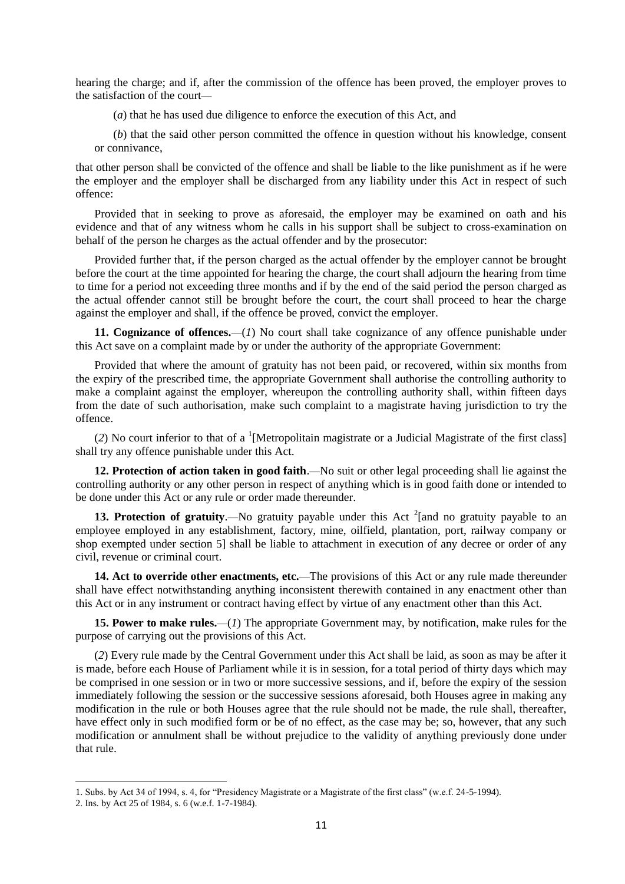hearing the charge; and if, after the commission of the offence has been proved, the employer proves to the satisfaction of the court—

(*a*) that he has used due diligence to enforce the execution of this Act, and

(*b*) that the said other person committed the offence in question without his knowledge, consent or connivance,

that other person shall be convicted of the offence and shall be liable to the like punishment as if he were the employer and the employer shall be discharged from any liability under this Act in respect of such offence:

Provided that in seeking to prove as aforesaid, the employer may be examined on oath and his evidence and that of any witness whom he calls in his support shall be subject to cross-examination on behalf of the person he charges as the actual offender and by the prosecutor:

Provided further that, if the person charged as the actual offender by the employer cannot be brought before the court at the time appointed for hearing the charge, the court shall adjourn the hearing from time to time for a period not exceeding three months and if by the end of the said period the person charged as the actual offender cannot still be brought before the court, the court shall proceed to hear the charge against the employer and shall, if the offence be proved, convict the employer.

**11. Cognizance of offences.**—(*1*) No court shall take cognizance of any offence punishable under this Act save on a complaint made by or under the authority of the appropriate Government:

Provided that where the amount of gratuity has not been paid, or recovered, within six months from the expiry of the prescribed time, the appropriate Government shall authorise the controlling authority to make a complaint against the employer, whereupon the controlling authority shall, within fifteen days from the date of such authorisation, make such complaint to a magistrate having jurisdiction to try the offence.

(*2*) No court inferior to that of a [1][Metropolitain magistrate or a Judicial Magistrate of the first class] shall try any offence punishable under this Act.

**12. Protection of action taken in good faith**.—No suit or other legal proceeding shall lie against the controlling authority or any other person in respect of anything which is in good faith done or intended to be done under this Act or any rule or order made thereunder.

**13. Protection of gratuity**.—No gratuity payable under this Act [2][and no gratuity payable to an employee employed in any establishment, factory, mine, oilfield, plantation, port, railway company or shop exempted under section 5] shall be liable to attachment in execution of any decree or order of any civil, revenue or criminal court.

**14. Act to override other enactments, etc.**—The provisions of this Act or any rule made thereunder shall have effect notwithstanding anything inconsistent therewith contained in any enactment other than this Act or in any instrument or contract having effect by virtue of any enactment other than this Act.

**15. Power to make rules.**—(*1*) The appropriate Government may, by notification, make rules for the purpose of carrying out the provisions of this Act.

(*2*) Every rule made by the Central Government under this Act shall be laid, as soon as may be after it is made, before each House of Parliament while it is in session, for a total period of thirty days which may be comprised in one session or in two or more successive sessions, and if, before the expiry of the session immediately following the session or the successive sessions aforesaid, both Houses agree in making any modification in the rule or both Houses agree that the rule should not be made, the rule shall, thereafter, have effect only in such modified form or be of no effect, as the case may be; so, however, that any such modification or annulment shall be without prejudice to the validity of anything previously done under that rule.

---

1. Subs. by Act 34 of 1994, s. 4, for "Presidency Magistrate or a Magistrate of the first class" (w.e.f. 24-5-1994).
2. Ins. by Act 25 of 1984, s. 6 (w.e.f. 1-7-1984).